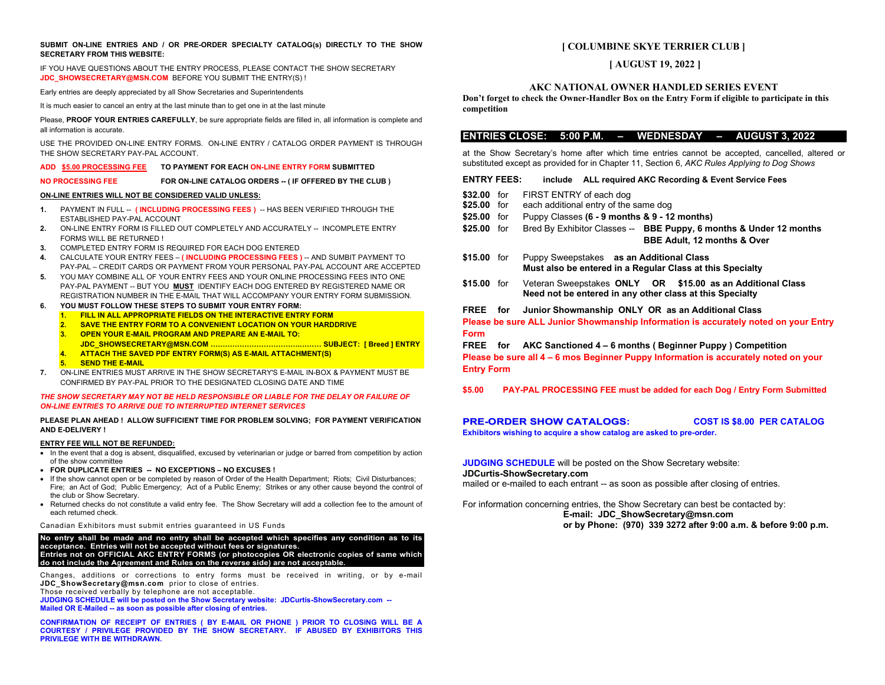**SUBMIT ON-LINE ENTRIES AND / OR PRE-ORDER SPECIALTY CATALOG(s) DIRECTLY TO THE SHOW SECRETARY FROM THIS WEBSITE:**

IF YOU HAVE QUESTIONS ABOUT THE ENTRY PROCESS, PLEASE CONTACT THE SHOW SECRETARY **JDC_SHOWSECRETARY@MSN.COM** BEFORE YOU SUBMIT THE ENTRY(S) !

Early entries are deeply appreciated by all Show Secretaries and Superintendents

It is much easier to cancel an entry at the last minute than to get one in at the last minute

Please, **PROOF YOUR ENTRIES CAREFULLY**, be sure appropriate fields are filled in, all information is complete and all information is accurate.

USE THE PROVIDED ON-LINE ENTRY FORMS. ON-LINE ENTRY / CATALOG ORDER PAYMENT IS THROUGH THE SHOW SECRETARY PAY-PAL ACCOUNT.

**ADD $5.00 PROCESSING FEE** **TO PAYMENT FOR EACH ON-LINE ENTRY FORM SUBMITTED**

**NO PROCESSING FEE** **FOR ON-LINE CATALOG ORDERS -- ( IF OFFERED BY THE CLUB )**

**ON-LINE ENTRIES WILL NOT BE CONSIDERED VALID UNLESS:**

1. PAYMENT IN FULL -- **( INCLUDING PROCESSING FEES )** -- HAS BEEN VERIFIED THROUGH THE ESTABLISHED PAY-PAL ACCOUNT
2. ON-LINE ENTRY FORM IS FILLED OUT COMPLETELY AND ACCURATELY -- INCOMPLETE ENTRY FORMS WILL BE RETURNED !
3. COMPLETED ENTRY FORM IS REQUIRED FOR EACH DOG ENTERED
4. CALCULATE YOUR ENTRY FEES – **( INCLUDING PROCESSING FEES )** -- AND SUMBIT PAYMENT TO PAY-PAL – CREDIT CARDS OR PAYMENT FROM YOUR PERSONAL PAY-PAL ACCOUNT ARE ACCEPTED
5. YOU MAY COMBINE ALL OF YOUR ENTRY FEES AND YOUR ONLINE PROCESSING FEES INTO ONE PAY-PAL PAYMENT -- BUT YOU **MUST** IDENTIFY EACH DOG ENTERED BY REGISTERED NAME OR REGISTRATION NUMBER IN THE E-MAIL THAT WILL ACCOMPANY YOUR ENTRY FORM SUBMISSION.
6. **YOU MUST FOLLOW THESE STEPS TO SUBMIT YOUR ENTRY FORM:**
   1. **FILL IN ALL APPROPRIATE FIELDS ON THE INTERACTIVE ENTRY FORM**
   2. **SAVE THE ENTRY FORM TO A CONVENIENT LOCATION ON YOUR HARDDRIVE**
   3. **OPEN YOUR E-MAIL PROGRAM AND PREPARE AN E-MAIL TO: JDC_SHOWSECRETARY@MSN.COM ……………………………………… SUBJECT: [ Breed ] ENTRY**
   4. **ATTACH THE SAVED PDF ENTRY FORM(S) AS E-MAIL ATTACHMENT(S)**
   5. **SEND THE E-MAIL**
7. ON-LINE ENTRIES MUST ARRIVE IN THE SHOW SECRETARY'S E-MAIL IN-BOX & PAYMENT MUST BE CONFIRMED BY PAY-PAL PRIOR TO THE DESIGNATED CLOSING DATE AND TIME

***THE SHOW SECRETARY MAY NOT BE HELD RESPONSIBLE OR LIABLE FOR THE DELAY OR FAILURE OF ON-LINE ENTRIES TO ARRIVE DUE TO INTERRUPTED INTERNET SERVICES***

**PLEASE PLAN AHEAD ! ALLOW SUFFICIENT TIME FOR PROBLEM SOLVING; FOR PAYMENT VERIFICATION AND E-DELIVERY !**

**ENTRY FEE WILL NOT BE REFUNDED:**

- In the event that a dog is absent, disqualified, excused by veterinarian or judge or barred from competition by action of the show committee
- **FOR DUPLICATE ENTRIES -- NO EXCEPTIONS – NO EXCUSES !**
- If the show cannot open or be completed by reason of Order of the Health Department; Riots; Civil Disturbances; Fire; an Act of God; Public Emergency; Act of a Public Enemy; Strikes or any other cause beyond the control of the club or Show Secretary.
- Returned checks do not constitute a valid entry fee. The Show Secretary will add a collection fee to the amount of each returned check.

Canadian Exhibitors must submit entries guaranteed in US Funds

**No entry shall be made and no entry shall be accepted which specifies any condition as to its acceptance. Entries will not be accepted without fees or signatures.**
**Entries not on OFFICIAL AKC ENTRY FORMS (or photocopies OR electronic copies of same which do not include the Agreement and Rules on the reverse side) are not acceptable.**

Changes, additions or corrections to entry forms must be received in writing, or by e-mail **JDC_ShowSecretary@msn.com** prior to close of entries.
Those received verbally by telephone are not acceptable.
**JUDGING SCHEDULE will be posted on the Show Secretary website: JDCurtis-ShowSecretary.com -- Mailed OR E-Mailed -- as soon as possible after closing of entries.**

**CONFIRMATION OF RECEIPT OF ENTRIES ( BY E-MAIL OR PHONE ) PRIOR TO CLOSING WILL BE A COURTESY / PRIVILEGE PROVIDED BY THE SHOW SECRETARY. IF ABUSED BY EXHIBITORS THIS PRIVILEGE WITH BE WITHDRAWN.**

# [ COLUMBINE SKYE TERRIER CLUB ]

## [ AUGUST 19, 2022 ]

### AKC NATIONAL OWNER HANDLED SERIES EVENT

**Don't forget to check the Owner-Handler Box on the Entry Form if eligible to participate in this competition**

## ENTRIES CLOSE: 5:00 P.M. – WEDNESDAY – AUGUST 3, 2022

at the Show Secretary's home after which time entries cannot be accepted, cancelled, altered or substituted except as provided for in Chapter 11, Section 6, *AKC Rules Applying to Dog Shows*

**ENTRY FEES:** **include ALL required AKC Recording & Event Service Fees**

**$32.00** for FIRST ENTRY of each dog
**$25.00** for each additional entry of the same dog
**$25.00** for Puppy Classes **(6 - 9 months & 9 - 12 months)**
**$25.00** for Bred By Exhibitor Classes -- **BBE Puppy, 6 months & Under 12 months**
**BBE Adult, 12 months & Over**

**$15.00** for Puppy Sweepstakes **as an Additional Class**
**Must also be entered in a Regular Class at this Specialty**

**$15.00** for Veteran Sweepstakes **ONLY OR $15.00 as an Additional Class**
**Need not be entered in any other class at this Specialty**

**FREE for Junior Showmanship ONLY OR as an Additional Class**
**Please be sure ALL Junior Showmanship Information is accurately noted on your Entry Form**

**FREE for AKC Sanctioned 4 – 6 months ( Beginner Puppy ) Competition**
**Please be sure all 4 – 6 mos Beginner Puppy Information is accurately noted on your Entry Form**

**$5.00 PAY-PAL PROCESSING FEE must be added for each Dog / Entry Form Submitted**

**PRE-ORDER SHOW CATALOGS:** **COST IS $8.00 PER CATALOG**
**Exhibitors wishing to acquire a show catalog are asked to pre-order.**

**JUDGING SCHEDULE** will be posted on the Show Secretary website:
**JDCurtis-ShowSecretary.com**
mailed or e-mailed to each entrant -- as soon as possible after closing of entries.

For information concerning entries, the Show Secretary can best be contacted by:
**E-mail: JDC_ShowSecretary@msn.com**
**or by Phone: (970) 339 3272 after 9:00 a.m. & before 9:00 p.m.**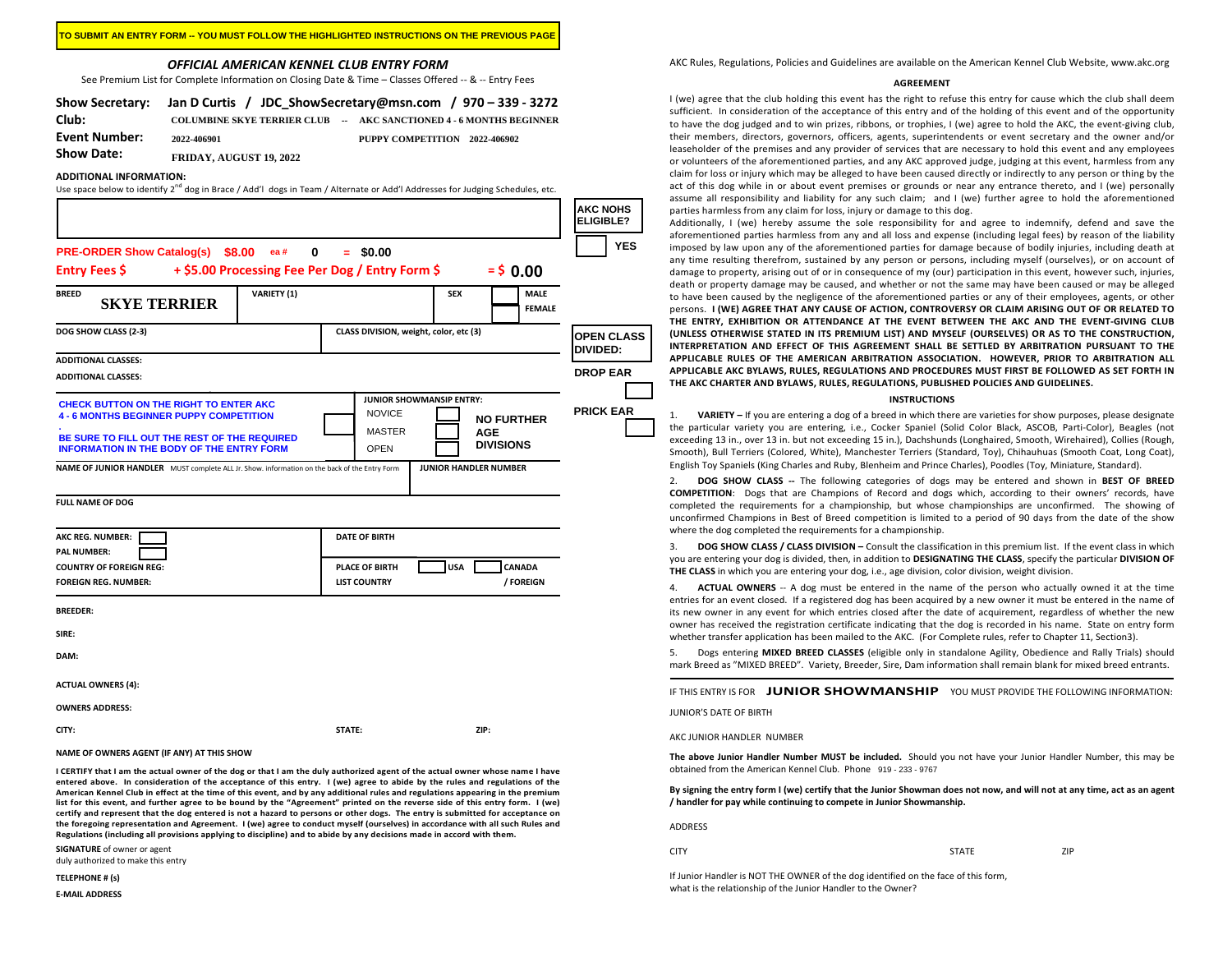**TO SUBMIT AN ENTRY FORM -- YOU MUST FOLLOW THE HIGHLIGHTED INSTRUCTIONS ON THE PREVIOUS PAGE**

## *OFFICIAL AMERICAN KENNEL CLUB ENTRY FORM*

See Premium List for Complete Information on Closing Date & Time – Classes Offered -- & -- Entry Fees

**Show Secretary:** Jan D Curtis / JDC_ShowSecretary@msn.com / 970 – 339 - 3272

**Club:** COLUMBINE SKYE TERRIER CLUB -- AKC SANCTIONED 4 - 6 MONTHS BEGINNER

**Event Number:** 2022-406901 PUPPY COMPETITION 2022-406902

**Show Date:** FRIDAY, AUGUST 19, 2022

**ADDITIONAL INFORMATION:**

Use space below to identify 2nd dog in Brace / Add'l dogs in Team / Alternate or Add'l Addresses for Judging Schedules, etc.

**AKC NOHS ELIGIBLE?** YES

**PRE-ORDER Show Catalog(s) $8.00 ea # 0 = $0.00**

**Entry Fees $ + $5.00 Processing Fee Per Dog / Entry Form $ = $ 0.00**

**BREED** SKYE TERRIER **VARIETY (1)** **SEX** MALE FEMALE

**DOG SHOW CLASS (2-3)** **CLASS DIVISION, weight, color, etc (3)**

**OPEN CLASS DIVIDED:**

**ADDITIONAL CLASSES:**

**ADDITIONAL CLASSES:**

**DROP EAR**

**PRICK EAR**

**CHECK BUTTON ON THE RIGHT TO ENTER AKC 4 - 6 MONTHS BEGINNER PUPPY COMPETITION**

**BE SURE TO FILL OUT THE REST OF THE REQUIRED INFORMATION IN THE BODY OF THE ENTRY FORM**

**JUNIOR SHOWMANSIP ENTRY:** NOVICE MASTER OPEN — **NO FURTHER AGE DIVISIONS**

**NAME OF JUNIOR HANDLER** MUST complete ALL Jr. Show. information on the back of the Entry Form — **JUNIOR HANDLER NUMBER**

**FULL NAME OF DOG**

**AKC REG. NUMBER:**

**PAL NUMBER:**

**COUNTRY OF FOREIGN REG:**

**FOREIGN REG. NUMBER:**

**DATE OF BIRTH**

**PLACE OF BIRTH** USA CANADA

**LIST COUNTRY** / FOREIGN

**BREEDER:**

**SIRE:**

**DAM:**

**ACTUAL OWNERS (4):**

**OWNERS ADDRESS:**

**CITY:** **STATE:** **ZIP:**

**NAME OF OWNERS AGENT (IF ANY) AT THIS SHOW**

**I CERTIFY that I am the actual owner of the dog or that I am the duly authorized agent of the actual owner whose name I have entered above. In consideration of the acceptance of this entry. I (we) agree to abide by the rules and regulations of the American Kennel Club in effect at the time of this event, and by any additional rules and regulations appearing in the premium list for this event, and further agree to be bound by the "Agreement" printed on the reverse side of this entry form. I (we) certify and represent that the dog entered is not a hazard to persons or other dogs. The entry is submitted for acceptance on the foregoing representation and Agreement. I (we) agree to conduct myself (ourselves) in accordance with all such Rules and Regulations (including all provisions applying to discipline) and to abide by any decisions made in accord with them.**

**SIGNATURE** of owner or agent duly authorized to make this entry

**TELEPHONE # (s)**

**E-MAIL ADDRESS**

AKC Rules, Regulations, Policies and Guidelines are available on the American Kennel Club Website, www.akc.org

### AGREEMENT

I (we) agree that the club holding this event has the right to refuse this entry for cause which the club shall deem sufficient. In consideration of the acceptance of this entry and of the holding of this event and of the opportunity to have the dog judged and to win prizes, ribbons, or trophies, I (we) agree to hold the AKC, the event-giving club, their members, directors, governors, officers, agents, superintendents or event secretary and the owner and/or leaseholder of the premises and any provider of services that are necessary to hold this event and any employees or volunteers of the aforementioned parties, and any AKC approved judge, judging at this event, harmless from any claim for loss or injury which may be alleged to have been caused directly or indirectly to any person or thing by the act of this dog while in or about event premises or grounds or near any entrance thereto, and I (we) personally assume all responsibility and liability for any such claim; and I (we) further agree to hold the aforementioned parties harmless from any claim for loss, injury or damage to this dog.

Additionally, I (we) hereby assume the sole responsibility for and agree to indemnify, defend and save the aforementioned parties harmless from any and all loss and expense (including legal fees) by reason of the liability imposed by law upon any of the aforementioned parties for damage because of bodily injuries, including death at any time resulting therefrom, sustained by any person or persons, including myself (ourselves), or on account of damage to property, arising out of or in consequence of my (our) participation in this event, however such, injuries, death or property damage may be caused, and whether or not the same may have been caused or may be alleged to have been caused by the negligence of the aforementioned parties or any of their employees, agents, or other persons. **I (WE) AGREE THAT ANY CAUSE OF ACTION, CONTROVERSY OR CLAIM ARISING OUT OF OR RELATED TO THE ENTRY, EXHIBITION OR ATTENDANCE AT THE EVENT BETWEEN THE AKC AND THE EVENT-GIVING CLUB (UNLESS OTHERWISE STATED IN ITS PREMIUM LIST) AND MYSELF (OURSELVES) OR AS TO THE CONSTRUCTION, INTERPRETATION AND EFFECT OF THIS AGREEMENT SHALL BE SETTLED BY ARBITRATION PURSUANT TO THE APPLICABLE RULES OF THE AMERICAN ARBITRATION ASSOCIATION. HOWEVER, PRIOR TO ARBITRATION ALL APPLICABLE AKC BYLAWS, RULES, REGULATIONS AND PROCEDURES MUST FIRST BE FOLLOWED AS SET FORTH IN THE AKC CHARTER AND BYLAWS, RULES, REGULATIONS, PUBLISHED POLICIES AND GUIDELINES.**

### INSTRUCTIONS

1. **VARIETY –** If you are entering a dog of a breed in which there are varieties for show purposes, please designate the particular variety you are entering, i.e., Cocker Spaniel (Solid Color Black, ASCOB, Parti-Color), Beagles (not exceeding 13 in., over 13 in. but not exceeding 15 in.), Dachshunds (Longhaired, Smooth, Wirehaired), Collies (Rough, Smooth), Bull Terriers (Colored, White), Manchester Terriers (Standard, Toy), Chihuahuas (Smooth Coat, Long Coat), English Toy Spaniels (King Charles and Ruby, Blenheim and Prince Charles), Poodles (Toy, Miniature, Standard).
2. **DOG SHOW CLASS --** The following categories of dogs may be entered and shown in **BEST OF BREED COMPETITION**: Dogs that are Champions of Record and dogs which, according to their owners' records, have completed the requirements for a championship, but whose championships are unconfirmed. The showing of unconfirmed Champions in Best of Breed competition is limited to a period of 90 days from the date of the show where the dog completed the requirements for a championship.
3. **DOG SHOW CLASS / CLASS DIVISION –** Consult the classification in this premium list. If the event class in which you are entering your dog is divided, then, in addition to **DESIGNATING THE CLASS**, specify the particular **DIVISION OF THE CLASS** in which you are entering your dog, i.e., age division, color division, weight division.
4. **ACTUAL OWNERS** -- A dog must be entered in the name of the person who actually owned it at the time entries for an event closed. If a registered dog has been acquired by a new owner it must be entered in the name of its new owner in any event for which entries closed after the date of acquirement, regardless of whether the new owner has received the registration certificate indicating that the dog is recorded in his name. State on entry form whether transfer application has been mailed to the AKC. (For Complete rules, refer to Chapter 11, Section3).
5. Dogs entering **MIXED BREED CLASSES** (eligible only in standalone Agility, Obedience and Rally Trials) should mark Breed as "MIXED BREED". Variety, Breeder, Sire, Dam information shall remain blank for mixed breed entrants.

IF THIS ENTRY IS FOR **JUNIOR SHOWMANSHIP** YOU MUST PROVIDE THE FOLLOWING INFORMATION:

JUNIOR'S DATE OF BIRTH

AKC JUNIOR HANDLER NUMBER

**The above Junior Handler Number MUST be included.** Should you not have your Junior Handler Number, this may be obtained from the American Kennel Club. Phone 919 - 233 - 9767

**By signing the entry form I (we) certify that the Junior Showman does not now, and will not at any time, act as an agent / handler for pay while continuing to compete in Junior Showmanship.**

ADDRESS

CITY STATE ZIP

If Junior Handler is NOT THE OWNER of the dog identified on the face of this form, what is the relationship of the Junior Handler to the Owner?